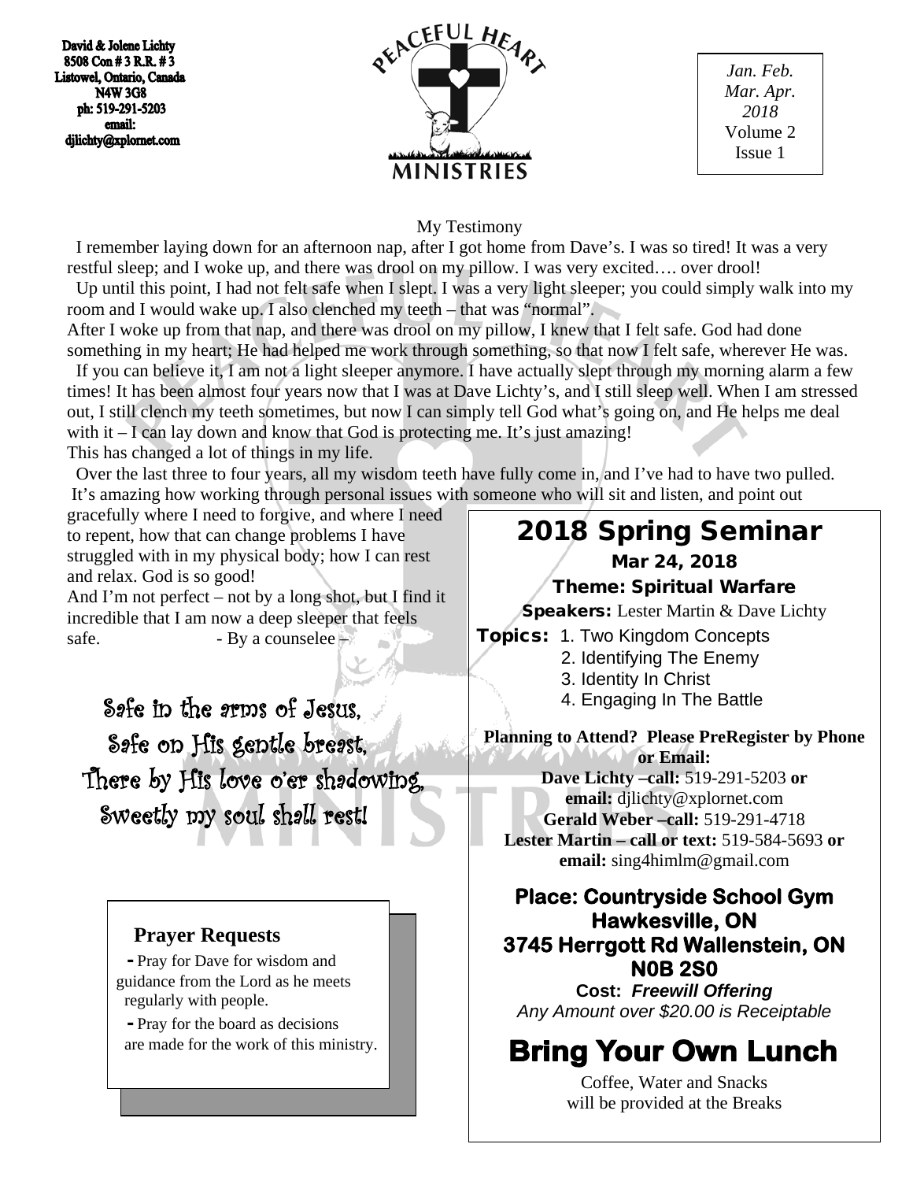David & Jolene Lichty
8508 Con # 3 R.R. # 3
Listowel, Ontario, Canada
N4W 3G8
ph: 519-291-5203
email:
djlichty@xplornet.com

PEACEFUL HEART MINISTRIES

*Jan. Feb. Mar. Apr. 2018*
Volume 2
Issue 1

## My Testimony

I remember laying down for an afternoon nap, after I got home from Dave's. I was so tired! It was a very restful sleep; and I woke up, and there was drool on my pillow. I was very excited…. over drool!

Up until this point, I had not felt safe when I slept. I was a very light sleeper; you could simply walk into my room and I would wake up. I also clenched my teeth – that was "normal".

After I woke up from that nap, and there was drool on my pillow, I knew that I felt safe. God had done something in my heart; He had helped me work through something, so that now I felt safe, wherever He was.

If you can believe it, I am not a light sleeper anymore. I have actually slept through my morning alarm a few times! It has been almost four years now that I was at Dave Lichty's, and I still sleep well. When I am stressed out, I still clench my teeth sometimes, but now I can simply tell God what's going on, and He helps me deal with it – I can lay down and know that God is protecting me. It's just amazing!

This has changed a lot of things in my life.

Over the last three to four years, all my wisdom teeth have fully come in, and I've had to have two pulled. It's amazing how working through personal issues with someone who will sit and listen, and point out gracefully where I need to forgive, and where I need to repent, how that can change problems I have struggled with in my physical body; how I can rest and relax. God is so good!

And I'm not perfect – not by a long shot, but I find it incredible that I am now a deep sleeper that feels safe. - By a counselee –

Safe in the arms of Jesus,
Safe on His gentle breast,
There by His love o'er shadowing,
Sweetly my soul shall rest!

## 2018 Spring Seminar

**Mar 24, 2018**

**Theme: Spiritual Warfare**

**Speakers:** Lester Martin & Dave Lichty

**Topics:**
1. Two Kingdom Concepts
2. Identifying The Enemy
3. Identity In Christ
4. Engaging In The Battle

**Planning to Attend? Please PreRegister by Phone or Email:**
**Dave Lichty –call:** 519-291-5203 **or email:** djlichty@xplornet.com
**Gerald Weber –call:** 519-291-4718
**Lester Martin – call or text:** 519-584-5693 **or email:** sing4himlm@gmail.com

**Place: Countryside School Gym**
**Hawkesville, ON**
**3745 Herrgott Rd Wallenstein, ON**
**N0B 2S0**

**Cost:** ***Freewill Offering***
*Any Amount over $20.00 is Receiptable*

## Bring Your Own Lunch

Coffee, Water and Snacks will be provided at the Breaks

### Prayer Requests

- Pray for Dave for wisdom and guidance from the Lord as he meets regularly with people.
- Pray for the board as decisions are made for the work of this ministry.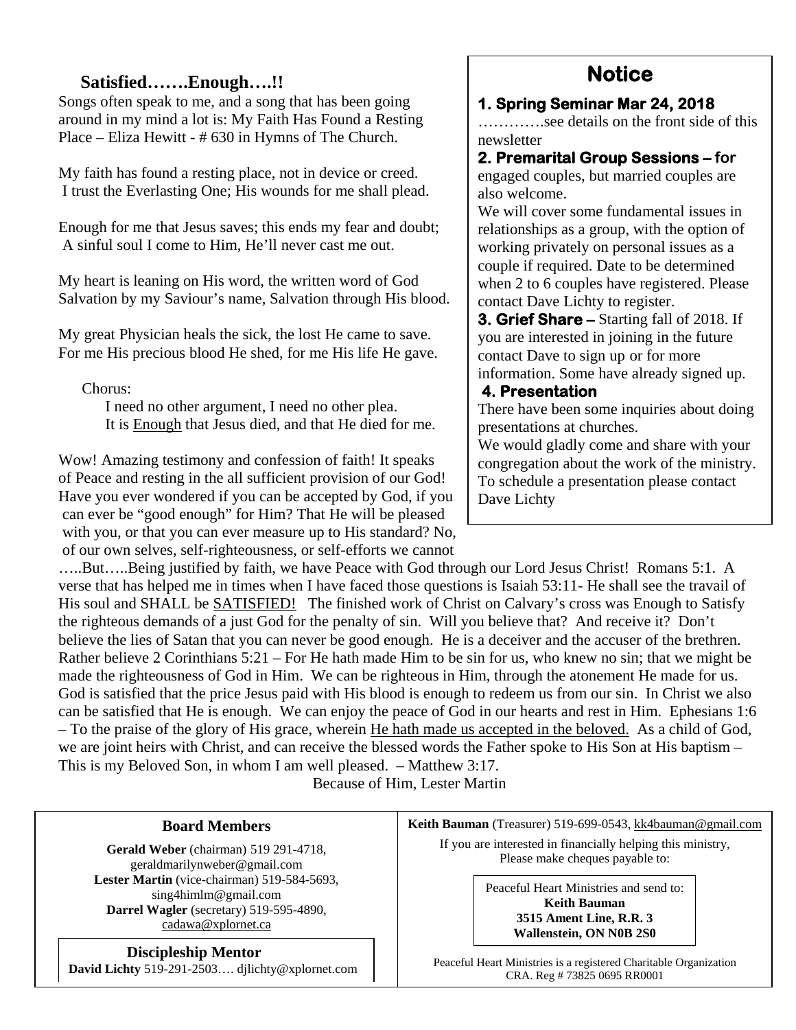## Satisfied…….Enough….!!

Songs often speak to me, and a song that has been going around in my mind a lot is: My Faith Has Found a Resting Place – Eliza Hewitt - # 630 in Hymns of The Church.

My faith has found a resting place, not in device or creed.
I trust the Everlasting One; His wounds for me shall plead.

Enough for me that Jesus saves; this ends my fear and doubt;
A sinful soul I come to Him, He'll never cast me out.

My heart is leaning on His word, the written word of God
Salvation by my Saviour's name, Salvation through His blood.

My great Physician heals the sick, the lost He came to save.
For me His precious blood He shed, for me His life He gave.

Chorus:

I need no other argument, I need no other plea.
It is Enough that Jesus died, and that He died for me.

Wow! Amazing testimony and confession of faith! It speaks of Peace and resting in the all sufficient provision of our God! Have you ever wondered if you can be accepted by God, if you can ever be "good enough" for Him? That He will be pleased with you, or that you can ever measure up to His standard? No, of our own selves, self-righteousness, or self-efforts we cannot …..But…..Being justified by faith, we have Peace with God through our Lord Jesus Christ! Romans 5:1. A verse that has helped me in times when I have faced those questions is Isaiah 53:11- He shall see the travail of His soul and SHALL be SATISFIED! The finished work of Christ on Calvary's cross was Enough to Satisfy the righteous demands of a just God for the penalty of sin. Will you believe that? And receive it? Don't believe the lies of Satan that you can never be good enough. He is a deceiver and the accuser of the brethren. Rather believe 2 Corinthians 5:21 – For He hath made Him to be sin for us, who knew no sin; that we might be made the righteousness of God in Him. We can be righteous in Him, through the atonement He made for us. God is satisfied that the price Jesus paid with His blood is enough to redeem us from our sin. In Christ we also can be satisfied that He is enough. We can enjoy the peace of God in our hearts and rest in Him. Ephesians 1:6 – To the praise of the glory of His grace, wherein He hath made us accepted in the beloved. As a child of God, we are joint heirs with Christ, and can receive the blessed words the Father spoke to His Son at His baptism – This is my Beloved Son, in whom I am well pleased. – Matthew 3:17.

Because of Him, Lester Martin

## Notice

**1. Spring Seminar Mar 24, 2018**

………….see details on the front side of this newsletter

**2. Premarital Group Sessions – for** engaged couples, but married couples are also welcome.

We will cover some fundamental issues in relationships as a group, with the option of working privately on personal issues as a couple if required. Date to be determined when 2 to 6 couples have registered. Please contact Dave Lichty to register.

**3. Grief Share –** Starting fall of 2018. If you are interested in joining in the future contact Dave to sign up or for more information. Some have already signed up.

**4. Presentation**

There have been some inquiries about doing presentations at churches.

We would gladly come and share with your congregation about the work of the ministry. To schedule a presentation please contact Dave Lichty

### Board Members

**Gerald Weber** (chairman) 519 291-4718, geraldmarilynweber@gmail.com
**Lester Martin** (vice-chairman) 519-584-5693, sing4himlm@gmail.com
**Darrel Wagler** (secretary) 519-595-4890, cadawa@xplornet.ca

### Discipleship Mentor

**David Lichty** 519-291-2503…. djlichty@xplornet.com

**Keith Bauman** (Treasurer) 519-699-0543, kk4bauman@gmail.com

If you are interested in financially helping this ministry, Please make cheques payable to:

Peaceful Heart Ministries and send to:
**Keith Bauman**
**3515 Ament Line, R.R. 3**
**Wallenstein, ON N0B 2S0**

Peaceful Heart Ministries is a registered Charitable Organization CRA. Reg # 73825 0695 RR0001